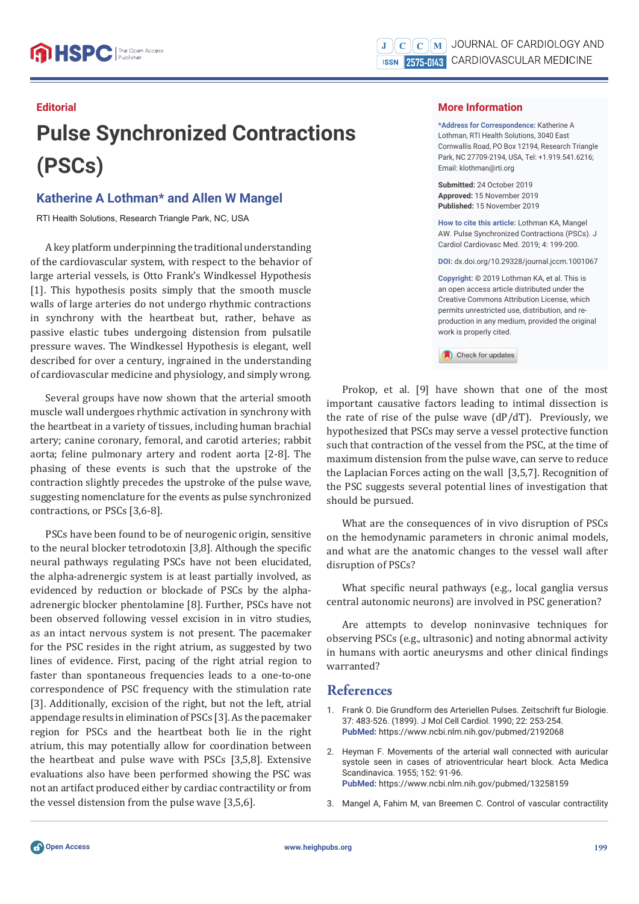Editorial

# Pulse Synchronized Contractions (PSCs)

## Katherine A Lothman* and Allen W Mangel

RTI Health Solutions, Research Triangle Park, NC, USA

A key platform underpinning the traditional understanding of the cardiovascular system, with respect to the behavior of large arterial vessels, is Otto Frank's Windkessel Hypothesis [1]. This hypothesis posits simply that the smooth muscle walls of large arteries do not undergo rhythmic contractions in synchrony with the heartbeat but, rather, behave as passive elastic tubes undergoing distension from pulsatile pressure waves. The Windkessel Hypothesis is elegant, well described for over a century, ingrained in the understanding of cardiovascular medicine and physiology, and simply wrong.

Several groups have now shown that the arterial smooth muscle wall undergoes rhythmic activation in synchrony with the heartbeat in a variety of tissues, including human brachial artery; canine coronary, femoral, and carotid arteries; rabbit aorta; feline pulmonary artery and rodent aorta [2-8]. The phasing of these events is such that the upstroke of the contraction slightly precedes the upstroke of the pulse wave, suggesting nomenclature for the events as pulse synchronized contractions, or PSCs [3,6-8].

PSCs have been found to be of neurogenic origin, sensitive to the neural blocker tetrodotoxin [3,8]. Although the specific neural pathways regulating PSCs have not been elucidated, the alpha-adrenergic system is at least partially involved, as evidenced by reduction or blockade of PSCs by the alpha-adrenergic blocker phentolamine [8]. Further, PSCs have not been observed following vessel excision in in vitro studies, as an intact nervous system is not present. The pacemaker for the PSC resides in the right atrium, as suggested by two lines of evidence. First, pacing of the right atrial region to faster than spontaneous frequencies leads to a one-to-one correspondence of PSC frequency with the stimulation rate [3]. Additionally, excision of the right, but not the left, atrial appendage results in elimination of PSCs [3]. As the pacemaker region for PSCs and the heartbeat both lie in the right atrium, this may potentially allow for coordination between the heartbeat and pulse wave with PSCs [3,5,8]. Extensive evaluations also have been performed showing the PSC was not an artifact produced either by cardiac contractility or from the vessel distension from the pulse wave [3,5,6].

Prokop, et al. [9] have shown that one of the most important causative factors leading to intimal dissection is the rate of rise of the pulse wave (dP/dT). Previously, we hypothesized that PSCs may serve a vessel protective function such that contraction of the vessel from the PSC, at the time of maximum distension from the pulse wave, can serve to reduce the Laplacian Forces acting on the wall [3,5,7]. Recognition of the PSC suggests several potential lines of investigation that should be pursued.

What are the consequences of in vivo disruption of PSCs on the hemodynamic parameters in chronic animal models, and what are the anatomic changes to the vessel wall after disruption of PSCs?

What specific neural pathways (e.g., local ganglia versus central autonomic neurons) are involved in PSC generation?

Are attempts to develop noninvasive techniques for observing PSCs (e.g., ultrasonic) and noting abnormal activity in humans with aortic aneurysms and other clinical findings warranted?

## More Information

**\*Address for Correspondence:** Katherine A Lothman, RTI Health Solutions, 3040 East Cornwallis Road, PO Box 12194, Research Triangle Park, NC 27709-2194, USA, Tel: +1.919.541.6216; Email: klothman@rti.org

**Submitted:** 24 October 2019
**Approved:** 15 November 2019
**Published:** 15 November 2019

**How to cite this article:** Lothman KA, Mangel AW. Pulse Synchronized Contractions (PSCs). J Cardiol Cardiovasc Med. 2019; 4: 199-200.

**DOI:** dx.doi.org/10.29328/journal.jccm.1001067

**Copyright:** © 2019 Lothman KA, et al. This is an open access article distributed under the Creative Commons Attribution License, which permits unrestricted use, distribution, and reproduction in any medium, provided the original work is properly cited.

## References

1. Frank O. Die Grundform des Arteriellen Pulses. Zeitschrift fur Biologie. 37: 483-526. (1899). J Mol Cell Cardiol. 1990; 22: 253-254. **PubMed:** https://www.ncbi.nlm.nih.gov/pubmed/2192068
2. Heyman F. Movements of the arterial wall connected with auricular systole seen in cases of atrioventricular heart block. Acta Medica Scandinavica. 1955; 152: 91-96. **PubMed:** https://www.ncbi.nlm.nih.gov/pubmed/13258159
3. Mangel A, Fahim M, van Breemen C. Control of vascular contractility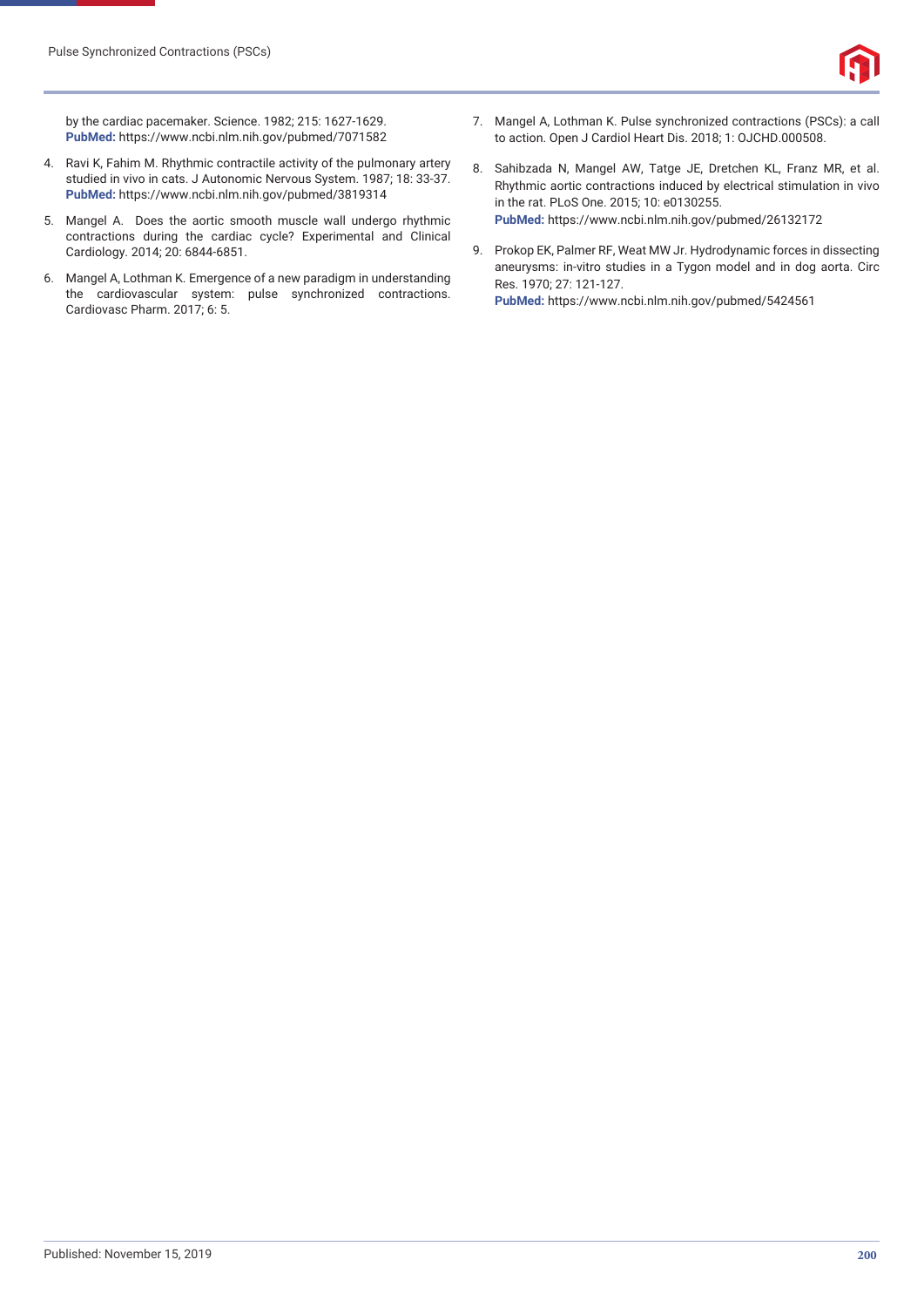by the cardiac pacemaker. Science. 1982; 215: 1627-1629. **PubMed:** https://www.ncbi.nlm.nih.gov/pubmed/7071582

4. Ravi K, Fahim M. Rhythmic contractile activity of the pulmonary artery studied in vivo in cats. J Autonomic Nervous System. 1987; 18: 33-37. **PubMed:** https://www.ncbi.nlm.nih.gov/pubmed/3819314

5. Mangel A. Does the aortic smooth muscle wall undergo rhythmic contractions during the cardiac cycle? Experimental and Clinical Cardiology. 2014; 20: 6844-6851.

6. Mangel A, Lothman K. Emergence of a new paradigm in understanding the cardiovascular system: pulse synchronized contractions. Cardiovasc Pharm. 2017; 6: 5.

7. Mangel A, Lothman K. Pulse synchronized contractions (PSCs): a call to action. Open J Cardiol Heart Dis. 2018; 1: OJCHD.000508.

8. Sahibzada N, Mangel AW, Tatge JE, Dretchen KL, Franz MR, et al. Rhythmic aortic contractions induced by electrical stimulation in vivo in the rat. PLoS One. 2015; 10: e0130255. **PubMed:** https://www.ncbi.nlm.nih.gov/pubmed/26132172

9. Prokop EK, Palmer RF, Weat MW Jr. Hydrodynamic forces in dissecting aneurysms: in-vitro studies in a Tygon model and in dog aorta. Circ Res. 1970; 27: 121-127. **PubMed:** https://www.ncbi.nlm.nih.gov/pubmed/5424561